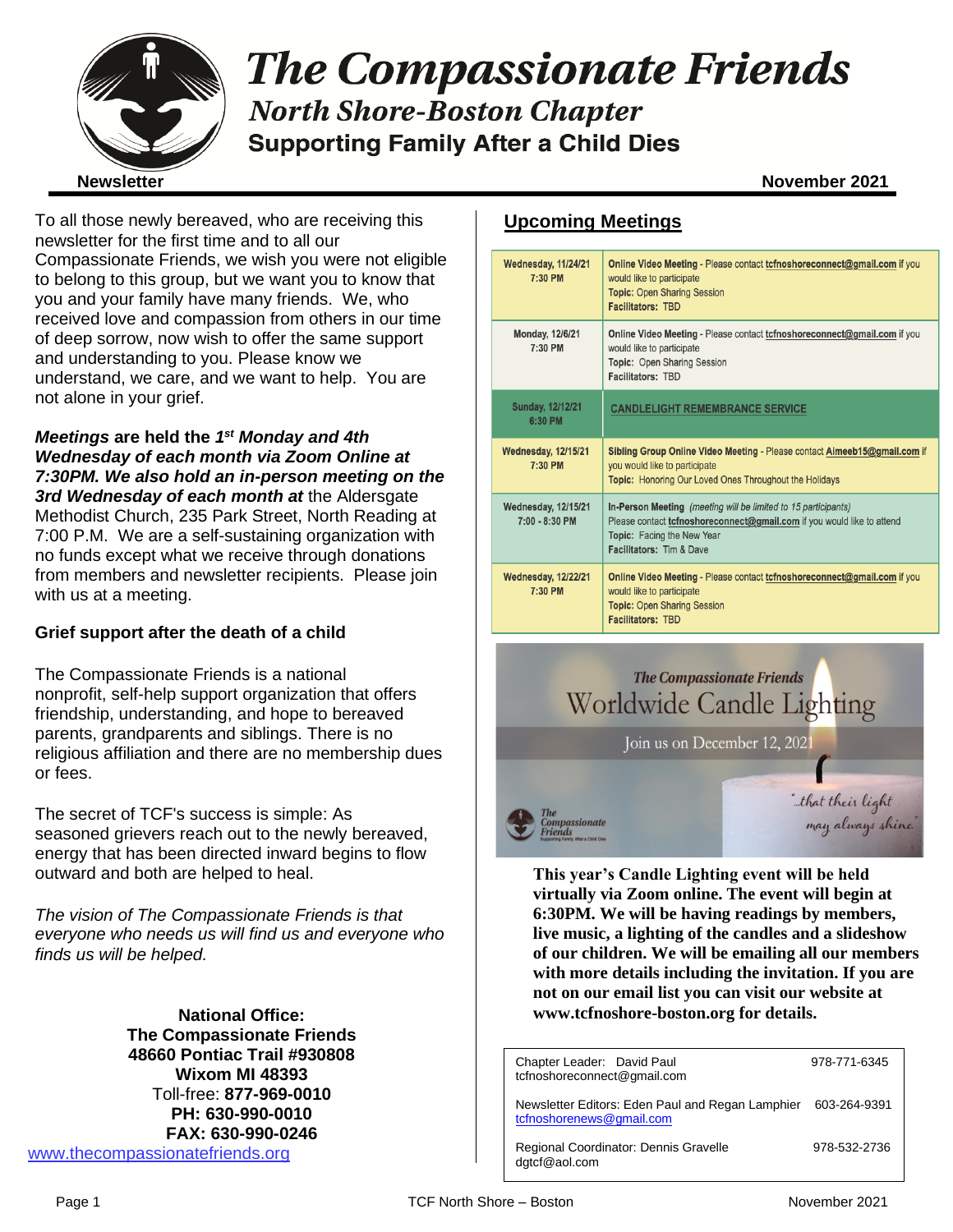# The Compassionate Friends

## North Shore-Boston Chapter

### Supporting Family After a Child Dies

**Newsletter** **November 2021**

To all those newly bereaved, who are receiving this newsletter for the first time and to all our Compassionate Friends, we wish you were not eligible to belong to this group, but we want you to know that you and your family have many friends. We, who received love and compassion from others in our time of deep sorrow, now wish to offer the same support and understanding to you. Please know we understand, we care, and we want to help. You are not alone in your grief.

***Meetings* are held the *1st Monday and 4th Wednesday of each month via Zoom Online at 7:30PM. We also hold an in-person meeting on the 3rd Wednesday of each month at*** the Aldersgate Methodist Church, 235 Park Street, North Reading at 7:00 P.M. We are a self-sustaining organization with no funds except what we receive through donations from members and newsletter recipients. Please join with us at a meeting.

**Grief support after the death of a child**

The Compassionate Friends is a national nonprofit, self-help support organization that offers friendship, understanding, and hope to bereaved parents, grandparents and siblings. There is no religious affiliation and there are no membership dues or fees.

The secret of TCF's success is simple: As seasoned grievers reach out to the newly bereaved, energy that has been directed inward begins to flow outward and both are helped to heal.

*The vision of The Compassionate Friends is that everyone who needs us will find us and everyone who finds us will be helped.*

**National Office:**
**The Compassionate Friends**
**48660 Pontiac Trail #930808**
**Wixom MI 48393**
Toll-free: **877-969-0010**
**PH: 630-990-0010**
**FAX: 630-990-0246**
www.thecompassionatefriends.org

## Upcoming Meetings

| Date | Details |
|---|---|
| **Wednesday, 11/24/21 7:30 PM** | **Online Video Meeting** - Please contact **tcfnoshoreconnect@gmail.com** if you would like to participate<br>**Topic:** Open Sharing Session<br>**Facilitators:** TBD |
| **Monday, 12/6/21 7:30 PM** | **Online Video Meeting** - Please contact **tcfnoshoreconnect@gmail.com** if you would like to participate<br>**Topic:** Open Sharing Session<br>**Facilitators:** TBD |
| **Sunday, 12/12/21 6:30 PM** | **CANDLELIGHT REMEMBRANCE SERVICE** |
| **Wednesday, 12/15/21 7:30 PM** | **Sibling Group Online Video Meeting** - Please contact **Aimeeb15@gmail.com** if you would like to participate<br>**Topic:** Honoring Our Loved Ones Throughout the Holidays |
| **Wednesday, 12/15/21 7:00 - 8:30 PM** | **In-Person Meeting** *(meeting will be limited to 15 participants)*<br>Please contact **tcfnoshoreconnect@gmail.com** if you would like to attend<br>**Topic:** Facing the New Year<br>**Facilitators:** Tim & Dave |
| **Wednesday, 12/22/21 7:30 PM** | **Online Video Meeting** - Please contact **tcfnoshoreconnect@gmail.com** if you would like to participate<br>**Topic:** Open Sharing Session<br>**Facilitators:** TBD |

*The Compassionate Friends*
Worldwide Candle Lighting
Join us on December 12, 2021
"...that their light may always shine."

**This year's Candle Lighting event will be held virtually via Zoom online. The event will begin at 6:30PM. We will be having readings by members, live music, a lighting of the candles and a slideshow of our children. We will be emailing all our members with more details including the invitation. If you are not on our email list you can visit our website at www.tcfnoshore-boston.org for details.**

| | |
|---|---|
| Chapter Leader: David Paul<br>tcfnoshoreconnect@gmail.com | 978-771-6345 |
| Newsletter Editors: Eden Paul and Regan Lamphier<br>tcfnoshorenews@gmail.com | 603-264-9391 |
| Regional Coordinator: Dennis Gravelle<br>dgtcf@aol.com | 978-532-2736 |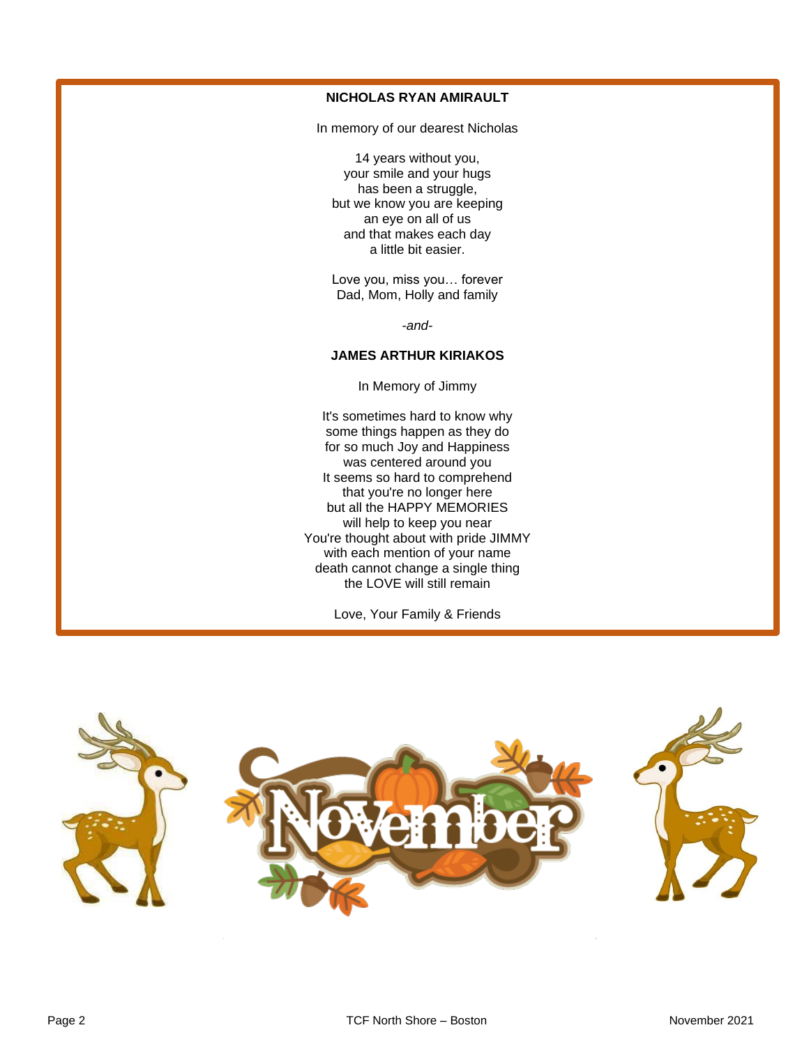**NICHOLAS RYAN AMIRAULT**

In memory of our dearest Nicholas

14 years without you,  
your smile and your hugs  
has been a struggle,  
but we know you are keeping  
an eye on all of us  
and that makes each day  
a little bit easier.

Love you, miss you… forever  
Dad, Mom, Holly and family

*-and-*

**JAMES ARTHUR KIRIAKOS**

In Memory of Jimmy

It's sometimes hard to know why  
some things happen as they do  
for so much Joy and Happiness  
was centered around you  
It seems so hard to comprehend  
that you're no longer here  
but all the HAPPY MEMORIES  
will help to keep you near  
You're thought about with pride JIMMY  
with each mention of your name  
death cannot change a single thing  
the LOVE will still remain

Love, Your Family & Friends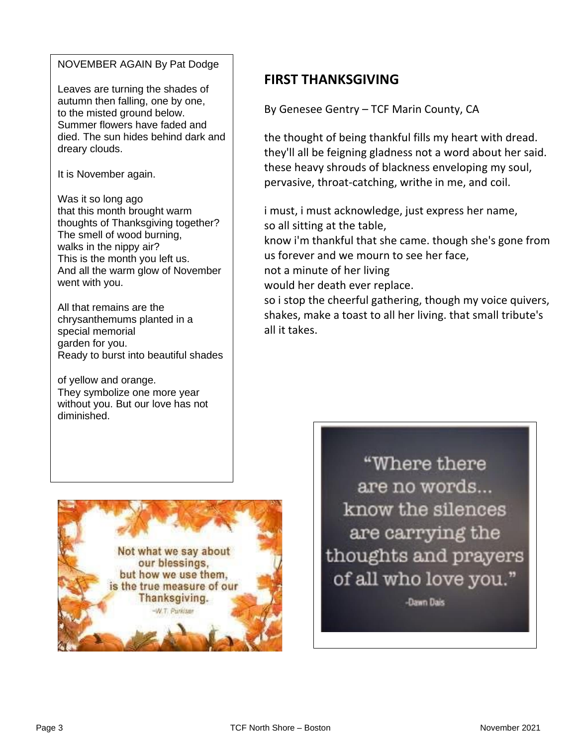NOVEMBER AGAIN By Pat Dodge

Leaves are turning the shades of autumn then falling, one by one, to the misted ground below. Summer flowers have faded and died. The sun hides behind dark and dreary clouds.

It is November again.

Was it so long ago
that this month brought warm thoughts of Thanksgiving together?
The smell of wood burning,
walks in the nippy air?
This is the month you left us.
And all the warm glow of November went with you.

All that remains are the chrysanthemums planted in a special memorial
garden for you.
Ready to burst into beautiful shades

of yellow and orange.
They symbolize one more year without you. But our love has not diminished.

## FIRST THANKSGIVING

By Genesee Gentry – TCF Marin County, CA

the thought of being thankful fills my heart with dread.
they'll all be feigning gladness not a word about her said.
these heavy shrouds of blackness enveloping my soul,
pervasive, throat-catching, writhe in me, and coil.

i must, i must acknowledge, just express her name,
so all sitting at the table,
know i'm thankful that she came. though she's gone from us forever and we mourn to see her face,
not a minute of her living
would her death ever replace.
so i stop the cheerful gathering, though my voice quivers, shakes, make a toast to all her living. that small tribute's all it takes.

Not what we say about our blessings, but how we use them, is the true measure of our Thanksgiving.
–W.T. Purkiser

"Where there are no words... know the silences are carrying the thoughts and prayers of all who love you."
-Dawn Dais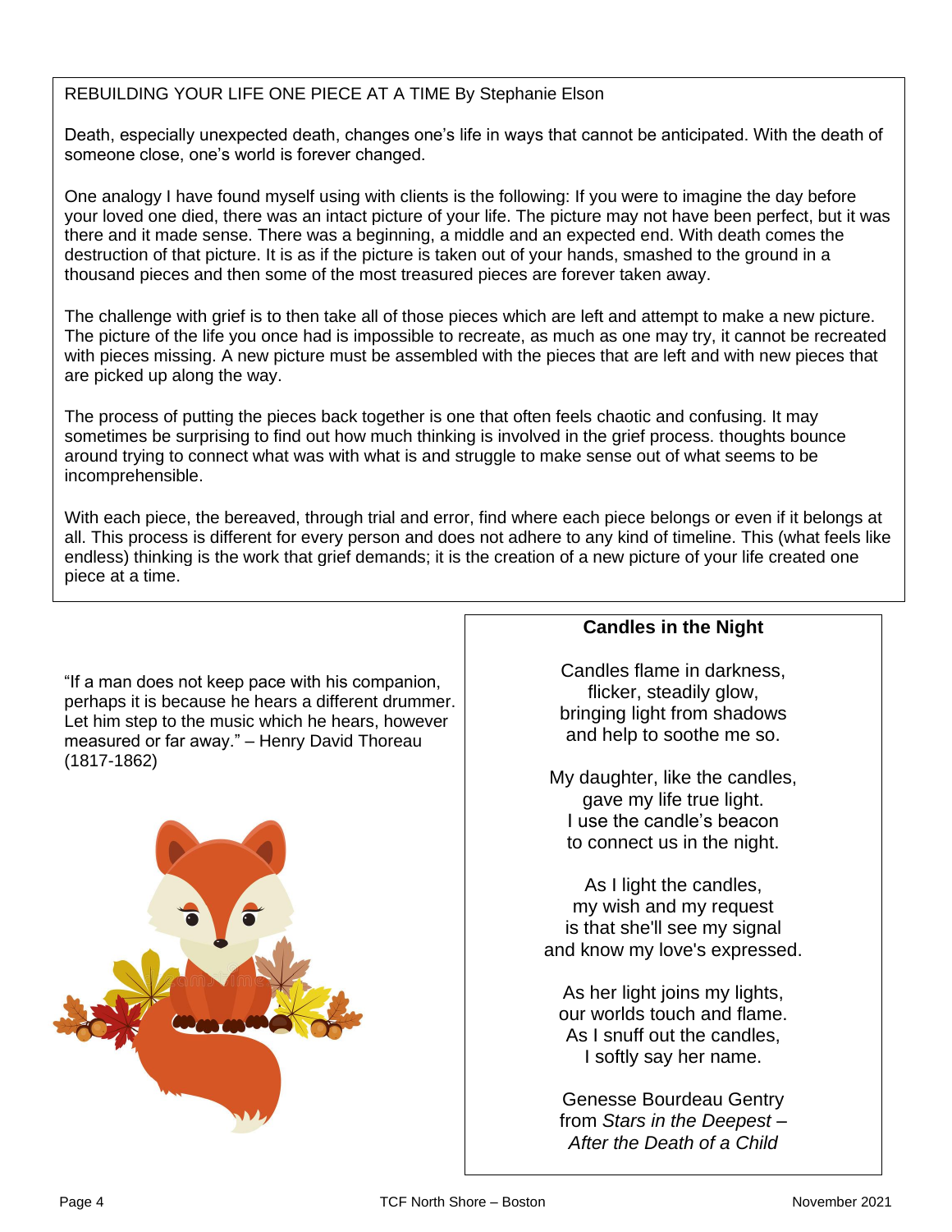## REBUILDING YOUR LIFE ONE PIECE AT A TIME By Stephanie Elson

Death, especially unexpected death, changes one's life in ways that cannot be anticipated. With the death of someone close, one's world is forever changed.

One analogy I have found myself using with clients is the following: If you were to imagine the day before your loved one died, there was an intact picture of your life. The picture may not have been perfect, but it was there and it made sense. There was a beginning, a middle and an expected end. With death comes the destruction of that picture. It is as if the picture is taken out of your hands, smashed to the ground in a thousand pieces and then some of the most treasured pieces are forever taken away.

The challenge with grief is to then take all of those pieces which are left and attempt to make a new picture. The picture of the life you once had is impossible to recreate, as much as one may try, it cannot be recreated with pieces missing. A new picture must be assembled with the pieces that are left and with new pieces that are picked up along the way.

The process of putting the pieces back together is one that often feels chaotic and confusing. It may sometimes be surprising to find out how much thinking is involved in the grief process. thoughts bounce around trying to connect what was with what is and struggle to make sense out of what seems to be incomprehensible.

With each piece, the bereaved, through trial and error, find where each piece belongs or even if it belongs at all. This process is different for every person and does not adhere to any kind of timeline. This (what feels like endless) thinking is the work that grief demands; it is the creation of a new picture of your life created one piece at a time.

"If a man does not keep pace with his companion, perhaps it is because he hears a different drummer. Let him step to the music which he hears, however measured or far away." – Henry David Thoreau (1817-1862)

**Candles in the Night**

Candles flame in darkness,
flicker, steadily glow,
bringing light from shadows
and help to soothe me so.

My daughter, like the candles,
gave my life true light.
I use the candle's beacon
to connect us in the night.

As I light the candles,
my wish and my request
is that she'll see my signal
and know my love's expressed.

As her light joins my lights,
our worlds touch and flame.
As I snuff out the candles,
I softly say her name.

Genesse Bourdeau Gentry
from *Stars in the Deepest – After the Death of a Child*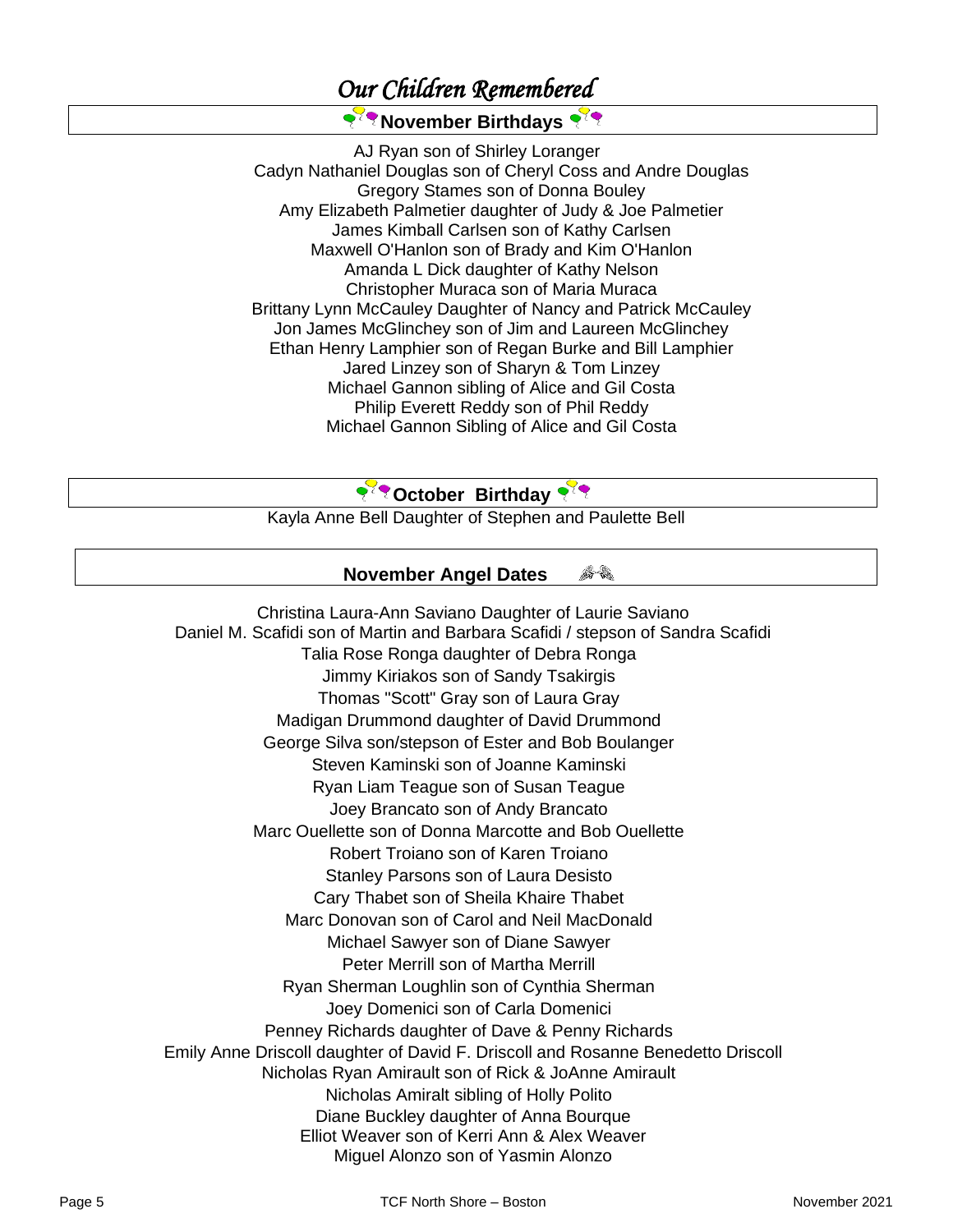# *Our Children Remembered*

## November Birthdays

AJ Ryan son of Shirley Loranger
Cadyn Nathaniel Douglas son of Cheryl Coss and Andre Douglas
Gregory Stames son of Donna Bouley
Amy Elizabeth Palmetier daughter of Judy & Joe Palmetier
James Kimball Carlsen son of Kathy Carlsen
Maxwell O'Hanlon son of Brady and Kim O'Hanlon
Amanda L Dick daughter of Kathy Nelson
Christopher Muraca son of Maria Muraca
Brittany Lynn McCauley Daughter of Nancy and Patrick McCauley
Jon James McGlinchey son of Jim and Laureen McGlinchey
Ethan Henry Lamphier son of Regan Burke and Bill Lamphier
Jared Linzey son of Sharyn & Tom Linzey
Michael Gannon sibling of Alice and Gil Costa
Philip Everett Reddy son of Phil Reddy
Michael Gannon Sibling of Alice and Gil Costa

## October Birthday

Kayla Anne Bell Daughter of Stephen and Paulette Bell

## November Angel Dates

Christina Laura-Ann Saviano Daughter of Laurie Saviano
Daniel M. Scafidi son of Martin and Barbara Scafidi / stepson of Sandra Scafidi
Talia Rose Ronga daughter of Debra Ronga
Jimmy Kiriakos son of Sandy Tsakirgis
Thomas "Scott" Gray son of Laura Gray
Madigan Drummond daughter of David Drummond
George Silva son/stepson of Ester and Bob Boulanger
Steven Kaminski son of Joanne Kaminski
Ryan Liam Teague son of Susan Teague
Joey Brancato son of Andy Brancato
Marc Ouellette son of Donna Marcotte and Bob Ouellette
Robert Troiano son of Karen Troiano
Stanley Parsons son of Laura Desisto
Cary Thabet son of Sheila Khaire Thabet
Marc Donovan son of Carol and Neil MacDonald
Michael Sawyer son of Diane Sawyer
Peter Merrill son of Martha Merrill
Ryan Sherman Loughlin son of Cynthia Sherman
Joey Domenici son of Carla Domenici
Penney Richards daughter of Dave & Penny Richards
Emily Anne Driscoll daughter of David F. Driscoll and Rosanne Benedetto Driscoll
Nicholas Ryan Amirault son of Rick & JoAnne Amirault
Nicholas Amiralt sibling of Holly Polito
Diane Buckley daughter of Anna Bourque
Elliot Weaver son of Kerri Ann & Alex Weaver
Miguel Alonzo son of Yasmin Alonzo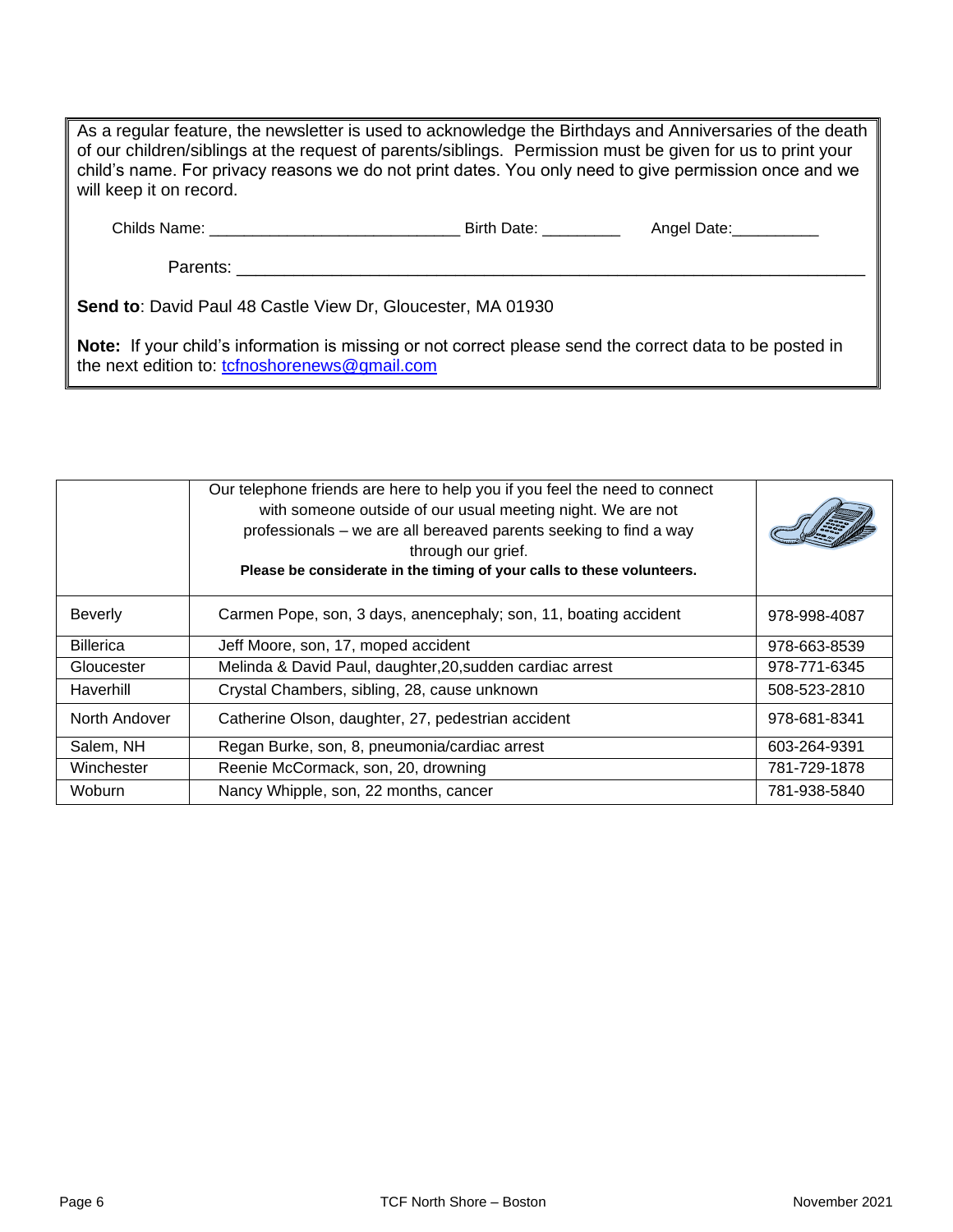As a regular feature, the newsletter is used to acknowledge the Birthdays and Anniversaries of the death of our children/siblings at the request of parents/siblings. Permission must be given for us to print your child's name. For privacy reasons we do not print dates. You only need to give permission once and we will keep it on record.

Childs Name: ____________________________ Birth Date: _________ Angel Date:__________

Parents: ______________________________________________________________________

**Send to**: David Paul 48 Castle View Dr, Gloucester, MA 01930

**Note:** If your child's information is missing or not correct please send the correct data to be posted in the next edition to: tcfnoshorenews@gmail.com

| | Our telephone friends are here to help you if you feel the need to connect with someone outside of our usual meeting night. We are not professionals – we are all bereaved parents seeking to find a way through our grief. **Please be considerate in the timing of your calls to these volunteers.** | |
|---|---|---|
| Beverly | Carmen Pope, son, 3 days, anencephaly; son, 11, boating accident | 978-998-4087 |
| Billerica | Jeff Moore, son, 17, moped accident | 978-663-8539 |
| Gloucester | Melinda & David Paul, daughter,20,sudden cardiac arrest | 978-771-6345 |
| Haverhill | Crystal Chambers, sibling, 28, cause unknown | 508-523-2810 |
| North Andover | Catherine Olson, daughter, 27, pedestrian accident | 978-681-8341 |
| Salem, NH | Regan Burke, son, 8, pneumonia/cardiac arrest | 603-264-9391 |
| Winchester | Reenie McCormack, son, 20, drowning | 781-729-1878 |
| Woburn | Nancy Whipple, son, 22 months, cancer | 781-938-5840 |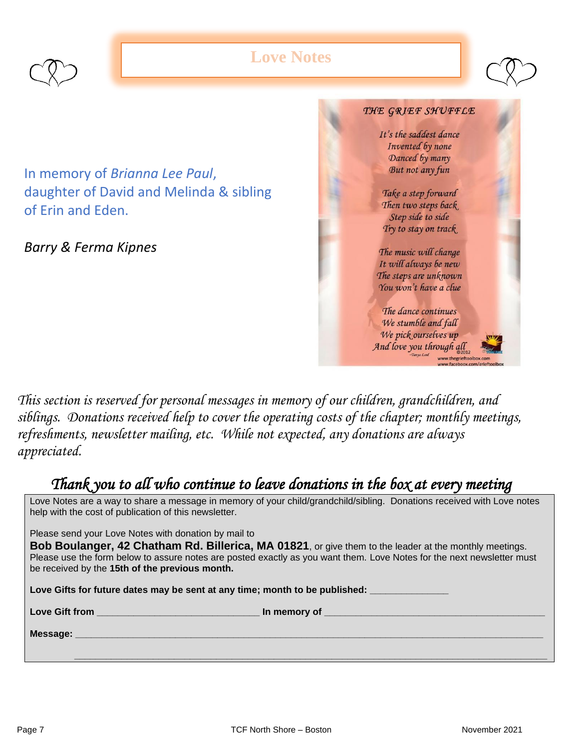# Love Notes

In memory of *Brianna Lee Paul,* daughter of David and Melinda & sibling of Erin and Eden.

*Barry & Ferma Kipnes*

**THE GRIEF SHUFFLE**

*It's the saddest dance*
*Invented by none*
*Danced by many*
*But not any fun*

*Take a step forward*
*Then two steps back*
*Step side to side*
*Try to stay on track*

*The music will change*
*It will always be new*
*The steps are unknown*
*You won't have a clue*

*The dance continues*
*We stumble and fall*
*We pick ourselves up*
*And love you through all*

©2012 ~Tanya Lord
www.thegrieftoolbox.com
www.facebook.com/grieftoolbox

*This section is reserved for personal messages in memory of our children, grandchildren, and siblings. Donations received help to cover the operating costs of the chapter; monthly meetings, refreshments, newsletter mailing, etc. While not expected, any donations are always appreciated.*

## *Thank you to all who continue to leave donations in the box at every meeting*

Love Notes are a way to share a message in memory of your child/grandchild/sibling. Donations received with Love notes help with the cost of publication of this newsletter.

Please send your Love Notes with donation by mail to
**Bob Boulanger, 42 Chatham Rd. Billerica, MA 01821**, or give them to the leader at the monthly meetings. Please use the form below to assure notes are posted exactly as you want them. Love Notes for the next newsletter must be received by the **15th of the previous month.**

**Love Gifts for future dates may be sent at any time; month to be published:** ______________

**Love Gift from** _____________________________ **In memory of** ________________________________________

**Message:** ______________________________________________________________________________________

______________________________________________________________________________________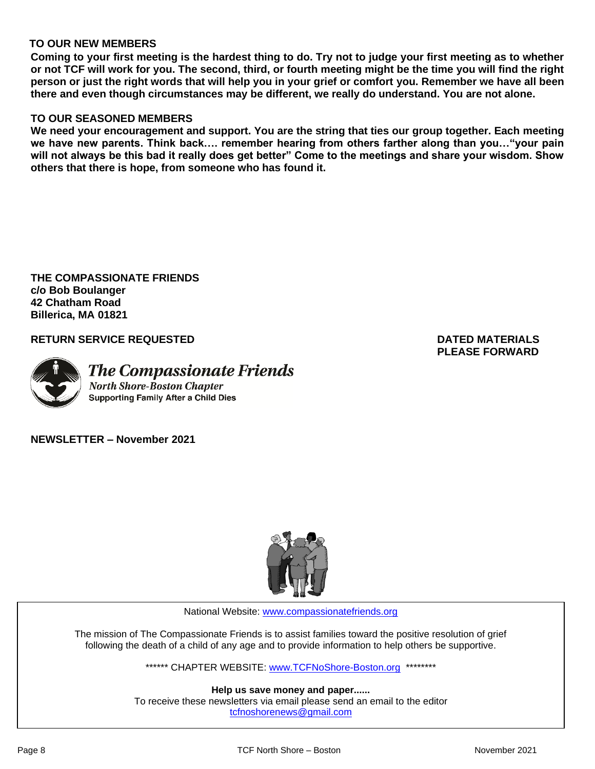**TO OUR NEW MEMBERS**

**Coming to your first meeting is the hardest thing to do. Try not to judge your first meeting as to whether or not TCF will work for you. The second, third, or fourth meeting might be the time you will find the right person or just the right words that will help you in your grief or comfort you. Remember we have all been there and even though circumstances may be different, we really do understand. You are not alone.**

**TO OUR SEASONED MEMBERS**

**We need your encouragement and support. You are the string that ties our group together. Each meeting we have new parents. Think back…. remember hearing from others farther along than you…"your pain will not always be this bad it really does get better" Come to the meetings and share your wisdom. Show others that there is hope, from someone who has found it.**

**THE COMPASSIONATE FRIENDS**
**c/o Bob Boulanger**
**42 Chatham Road**
**Billerica, MA 01821**

**RETURN SERVICE REQUESTED**

**DATED MATERIALS**
**PLEASE FORWARD**

***The Compassionate Friends***
***North Shore-Boston Chapter***
**Supporting Family After a Child Dies**

**NEWSLETTER – November 2021**

National Website: www.compassionatefriends.org

The mission of The Compassionate Friends is to assist families toward the positive resolution of grief following the death of a child of any age and to provide information to help others be supportive.

****** CHAPTER WEBSITE: www.TCFNoShore-Boston.org ********

**Help us save money and paper......**
To receive these newsletters via email please send an email to the editor
tcfnoshorenews@gmail.com